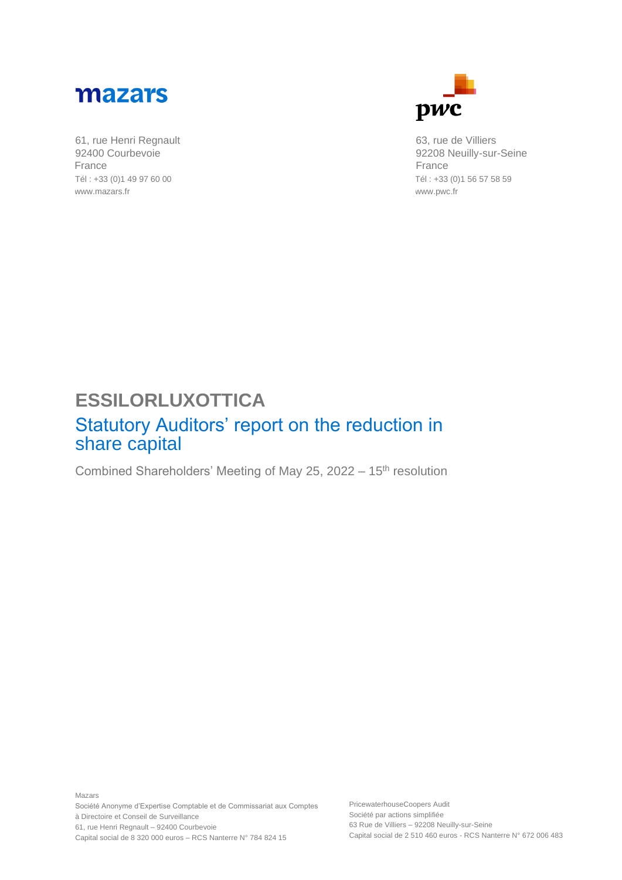mazars

61, rue Henri Regnault
92400 Courbevoie
France
Tél : +33 (0)1 49 97 60 00
www.mazars.fr

pwc

63, rue de Villiers
92208 Neuilly-sur-Seine
France
Tél : +33 (0)1 56 57 58 59
www.pwc.fr

# ESSILORLUXOTTICA

## Statutory Auditors' report on the reduction in share capital

Combined Shareholders' Meeting of May 25, 2022 – 15th resolution

Mazars
Société Anonyme d'Expertise Comptable et de Commissariat aux Comptes à Directoire et Conseil de Surveillance
61, rue Henri Regnault – 92400 Courbevoie
Capital social de 8 320 000 euros – RCS Nanterre N° 784 824 15

PricewaterhouseCoopers Audit
Société par actions simplifiée
63 Rue de Villiers – 92208 Neuilly-sur-Seine
Capital social de 2 510 460 euros - RCS Nanterre N° 672 006 483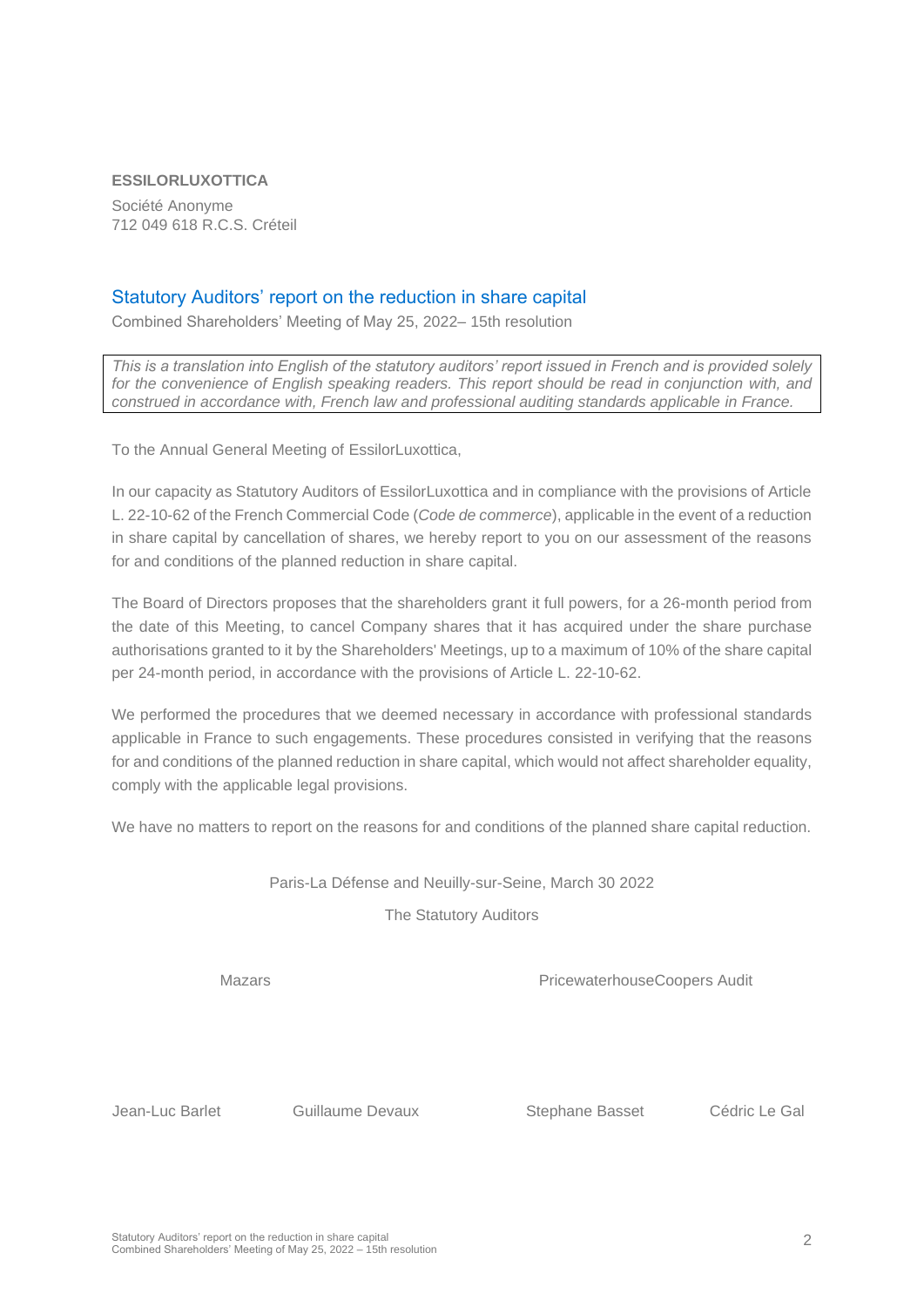**ESSILORLUXOTTICA**

Société Anonyme
712 049 618 R.C.S. Créteil

## Statutory Auditors' report on the reduction in share capital

Combined Shareholders' Meeting of May 25, 2022– 15th resolution

*This is a translation into English of the statutory auditors' report issued in French and is provided solely for the convenience of English speaking readers. This report should be read in conjunction with, and construed in accordance with, French law and professional auditing standards applicable in France.*

To the Annual General Meeting of EssilorLuxottica,

In our capacity as Statutory Auditors of EssilorLuxottica and in compliance with the provisions of Article L. 22-10-62 of the French Commercial Code (*Code de commerce*), applicable in the event of a reduction in share capital by cancellation of shares, we hereby report to you on our assessment of the reasons for and conditions of the planned reduction in share capital.

The Board of Directors proposes that the shareholders grant it full powers, for a 26-month period from the date of this Meeting, to cancel Company shares that it has acquired under the share purchase authorisations granted to it by the Shareholders' Meetings, up to a maximum of 10% of the share capital per 24-month period, in accordance with the provisions of Article L. 22-10-62.

We performed the procedures that we deemed necessary in accordance with professional standards applicable in France to such engagements. These procedures consisted in verifying that the reasons for and conditions of the planned reduction in share capital, which would not affect shareholder equality, comply with the applicable legal provisions.

We have no matters to report on the reasons for and conditions of the planned share capital reduction.

Paris-La Défense and Neuilly-sur-Seine, March 30 2022

The Statutory Auditors

Mazars

Jean-Luc Barlet
Guillaume Devaux

PricewaterhouseCoopers Audit

Stephane Basset
Cédric Le Gal